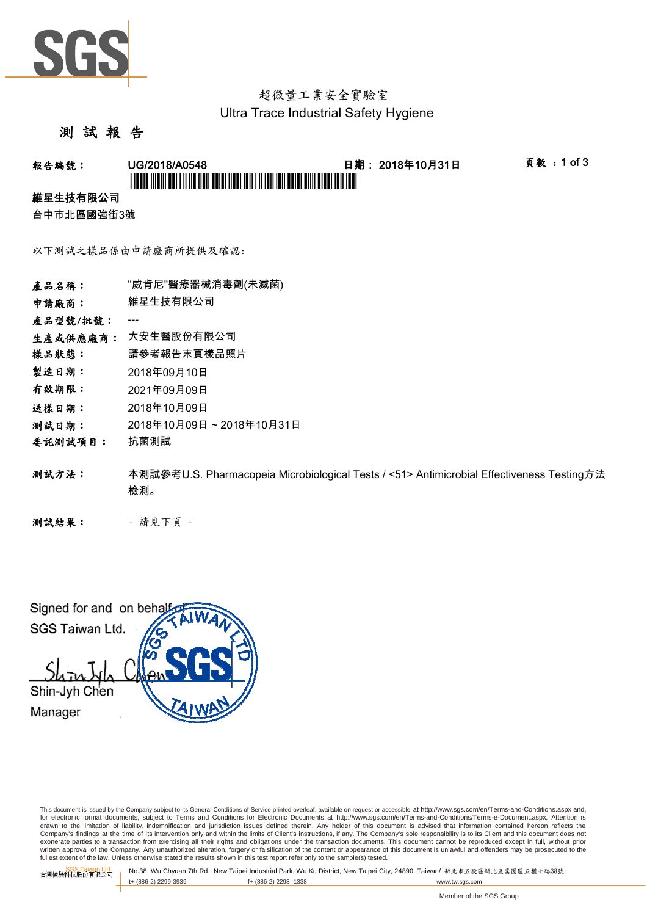超微量工業安全實驗室
Ultra Trace Industrial Safety Hygiene

# 測 試 報 告

**報告編號：** UG/2018/A0548　　**日期：** 2018年10月31日　　**頁數** ：1 of 3

**維星生技有限公司**

台中市北區國強街3號

以下測試之樣品係由申請廠商所提供及確認:

**產品名稱：** "威肯尼"醫療器械消毒劑(未滅菌)

**申請廠商：** 維星生技有限公司

**產品型號/批號：** ---

**生產或供應廠商：** 大安生醫股份有限公司

**樣品狀態：** 請參考報告末頁樣品照片

**製造日期：** 2018年09月10日

**有效期限：** 2021年09月09日

**送樣日期：** 2018年10月09日

**測試日期：** 2018年10月09日 ~ 2018年10月31日

**委託測試項目：** 抗菌測試

**測試方法：** 本測試參考U.S. Pharmacopeia Microbiological Tests / <51> Antimicrobial Effectiveness Testing方法檢測。

**測試結果：** － 請見下頁 －

Signed for and on behalf of
SGS Taiwan Ltd.

Shin-Jyh Chen
Manager

This document is issued by the Company subject to its General Conditions of Service printed overleaf, available on request or accessible at http://www.sgs.com/en/Terms-and-Conditions.aspx and, for electronic format documents, subject to Terms and Conditions for Electronic Documents at http://www.sgs.com/en/Terms-and-Conditions/Terms-e-Document.aspx. Attention is drawn to the limitation of liability, indemnification and jurisdiction issues defined therein. Any holder of this document is advised that information contained hereon reflects the Company's findings at the time of its intervention only and within the limits of Client's instructions, if any. The Company's sole responsibility is to its Client and this document does not exonerate parties to a transaction from exercising all their rights and obligations under the transaction documents. This document cannot be reproduced except in full, without prior written approval of the Company. Any unauthorized alteration, forgery or falsification of the content or appearance of this document is unlawful and offenders may be prosecuted to the fullest extent of the law. Unless otherwise stated the results shown in this test report refer only to the sample(s) tested.

SGS Taiwan Ltd. 台灣檢驗科技股份有限公司 | No.38, Wu Chyuan 7th Rd., New Taipei Industrial Park, Wu Ku District, New Taipei City, 24890, Taiwan/ 新北市五股區新北產業園區五權七路38號
t+ (886-2) 2299-3939　f+ (886-2) 2298 -1338　www.tw.sgs.com

Member of the SGS Group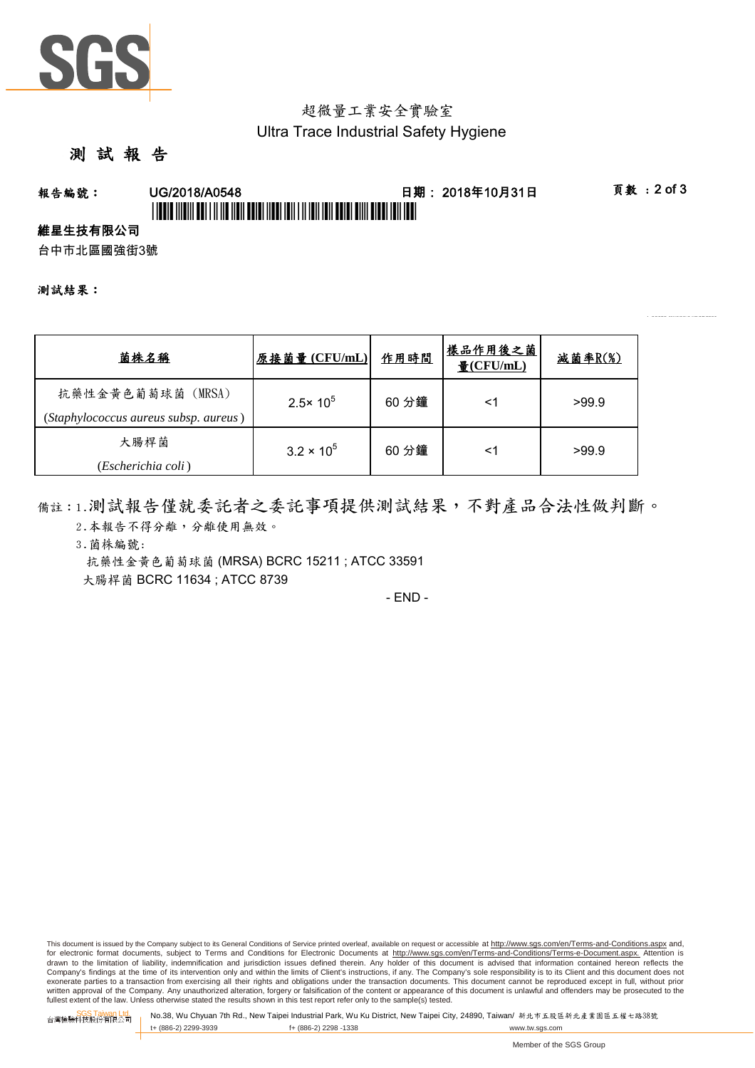超微量工業安全實驗室

Ultra Trace Industrial Safety Hygiene

# 測 試 報 告

報告編號： UG/2018/A0548　　日期： 2018年10月31日

**維星生技有限公司**

台中市北區國強街3號

**測試結果：**

| 菌株名稱 | 原接菌量 (CFU/mL) | 作用時間 | 樣品作用後之菌量(CFU/mL) | 減菌率R(%) |
|---|---|---|---|---|
| 抗藥性金黃色葡萄球菌 (MRSA) (*Staphylococcus aureus subsp. aureus*) | $2.5\times 10^5$ | 60 分鐘 | <1 | >99.9 |
| 大腸桿菌 (*Escherichia coli*) | $3.2\times 10^5$ | 60 分鐘 | <1 | >99.9 |

備註：1.測試報告僅就委託者之委託事項提供測試結果，不對產品合法性做判斷。

2.本報告不得分離，分離使用無效。

3.菌株編號:

抗藥性金黃色葡萄球菌 (MRSA) BCRC 15211 ; ATCC 33591

大腸桿菌 BCRC 11634 ; ATCC 8739

- END -

This document is issued by the Company subject to its General Conditions of Service printed overleaf, available on request or accessible at http://www.sgs.com/en/Terms-and-Conditions.aspx and, for electronic format documents, subject to Terms and Conditions for Electronic Documents at http://www.sgs.com/en/Terms-and-Conditions/Terms-e-Document.aspx. Attention is drawn to the limitation of liability, indemnification and jurisdiction issues defined therein. Any holder of this document is advised that information contained hereon reflects the Company's findings at the time of its intervention only and within the limits of Client's instructions, if any. The Company's sole responsibility is to its Client and this document does not exonerate parties to a transaction from exercising all their rights and obligations under the transaction documents. This document cannot be reproduced except in full, without prior written approval of the Company. Any unauthorized alteration, forgery or falsification of the content or appearance of this document is unlawful and offenders may be prosecuted to the fullest extent of the law. Unless otherwise stated the results shown in this test report refer only to the sample(s) tested.

SGS Taiwan Ltd. 台灣檢驗科技股份有限公司 | No.38, Wu Chyuan 7th Rd., New Taipei Industrial Park, Wu Ku District, New Taipei City, 24890, Taiwan/ 新北市五股區新北產業園區五權七路38號

t+ (886-2) 2299-3939　f+ (886-2) 2298 -1338　www.tw.sgs.com

Member of the SGS Group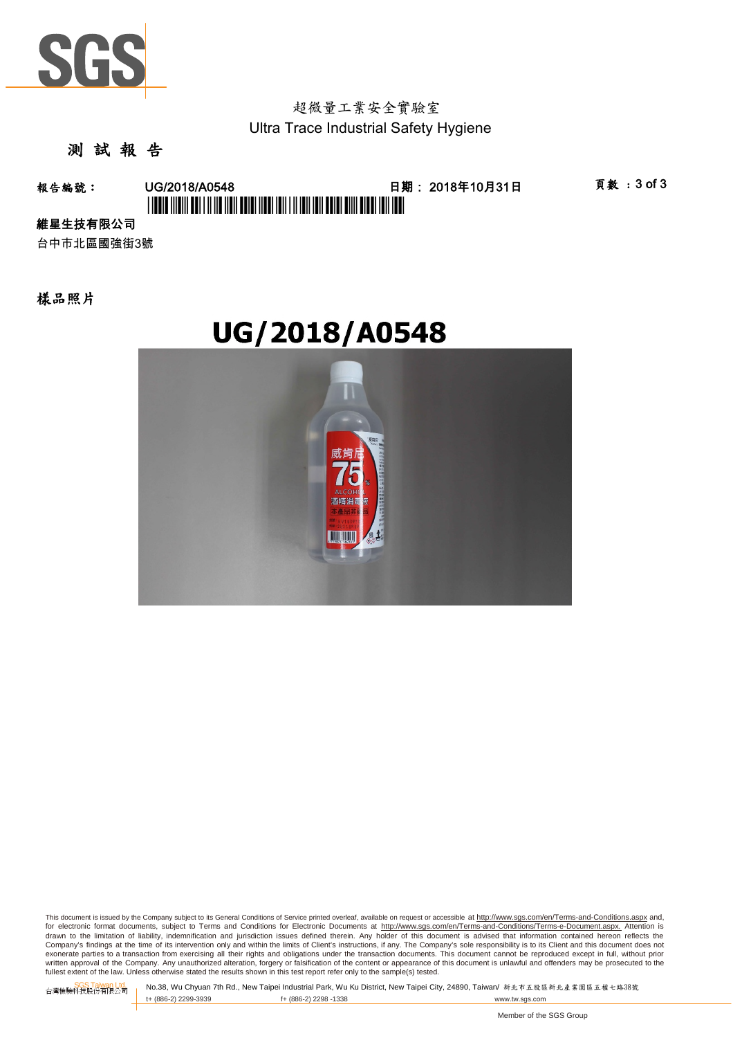超微量工業安全實驗室
Ultra Trace Industrial Safety Hygiene

# 測 試 報 告

報告編號： UG/2018/A0548 日期： 2018年10月31日

維星生技有限公司
台中市北區國強街3號

## 樣品照片

UG/2018/A0548

This document is issued by the Company subject to its General Conditions of Service printed overleaf, available on request or accessible at http://www.sgs.com/en/Terms-and-Conditions.aspx and, for electronic format documents, subject to Terms and Conditions for Electronic Documents at http://www.sgs.com/en/Terms-and-Conditions/Terms-e-Document.aspx. Attention is drawn to the limitation of liability, indemnification and jurisdiction issues defined therein. Any holder of this document is advised that information contained hereon reflects the Company's findings at the time of its intervention only and within the limits of Client's instructions, if any. The Company's sole responsibility is to its Client and this document does not exonerate parties to a transaction from exercising all their rights and obligations under the transaction documents. This document cannot be reproduced except in full, without prior written approval of the Company. Any unauthorized alteration, forgery or falsification of the content or appearance of this document is unlawful and offenders may be prosecuted to the fullest extent of the law. Unless otherwise stated the results shown in this test report refer only to the sample(s) tested.

SGS Taiwan Ltd. 台灣檢驗科技股份有限公司 No.38, Wu Chyuan 7th Rd., New Taipei Industrial Park, Wu Ku District, New Taipei City, 24890, Taiwan/ 新北市五股區新北產業園區五權七路38號
t+ (886-2) 2299-3939 f+ (886-2) 2298 -1338 www.tw.sgs.com

Member of the SGS Group